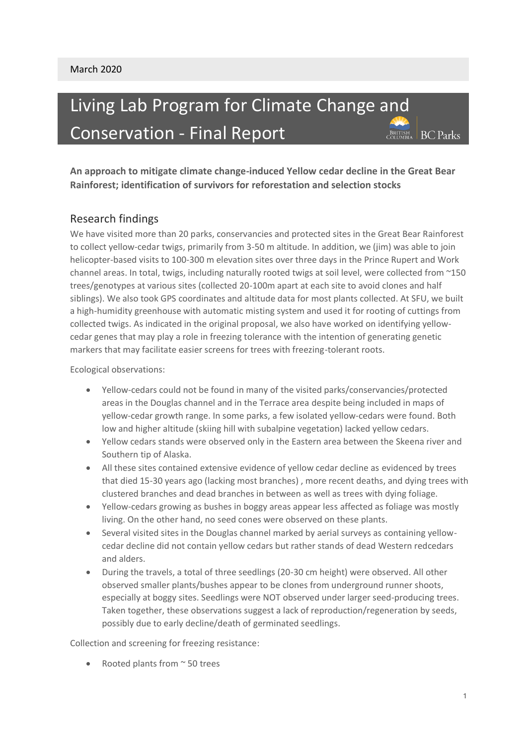March 2020

# Living Lab Program for Climate Change and Conservation - Final Report

**An approach to mitigate climate change-induced Yellow cedar decline in the Great Bear Rainforest; identification of survivors for reforestation and selection stocks**

## Research findings

We have visited more than 20 parks, conservancies and protected sites in the Great Bear Rainforest to collect yellow-cedar twigs, primarily from 3-50 m altitude. In addition, we (jim) was able to join helicopter-based visits to 100-300 m elevation sites over three days in the Prince Rupert and Work channel areas. In total, twigs, including naturally rooted twigs at soil level, were collected from ~150 trees/genotypes at various sites (collected 20-100m apart at each site to avoid clones and half siblings). We also took GPS coordinates and altitude data for most plants collected. At SFU, we built a high-humidity greenhouse with automatic misting system and used it for rooting of cuttings from collected twigs. As indicated in the original proposal, we also have worked on identifying yellow-cedar genes that may play a role in freezing tolerance with the intention of generating genetic markers that may facilitate easier screens for trees with freezing-tolerant roots.

Ecological observations:

- Yellow-cedars could not be found in many of the visited parks/conservancies/protected areas in the Douglas channel and in the Terrace area despite being included in maps of yellow-cedar growth range. In some parks, a few isolated yellow-cedars were found. Both low and higher altitude (skiing hill with subalpine vegetation) lacked yellow cedars.
- Yellow cedars stands were observed only in the Eastern area between the Skeena river and Southern tip of Alaska.
- All these sites contained extensive evidence of yellow cedar decline as evidenced by trees that died 15-30 years ago (lacking most branches) , more recent deaths, and dying trees with clustered branches and dead branches in between as well as trees with dying foliage.
- Yellow-cedars growing as bushes in boggy areas appear less affected as foliage was mostly living. On the other hand, no seed cones were observed on these plants.
- Several visited sites in the Douglas channel marked by aerial surveys as containing yellow-cedar decline did not contain yellow cedars but rather stands of dead Western redcedars and alders.
- During the travels, a total of three seedlings (20-30 cm height) were observed. All other observed smaller plants/bushes appear to be clones from underground runner shoots, especially at boggy sites. Seedlings were NOT observed under larger seed-producing trees. Taken together, these observations suggest a lack of reproduction/regeneration by seeds, possibly due to early decline/death of germinated seedlings.

Collection and screening for freezing resistance:

- Rooted plants from ~ 50 trees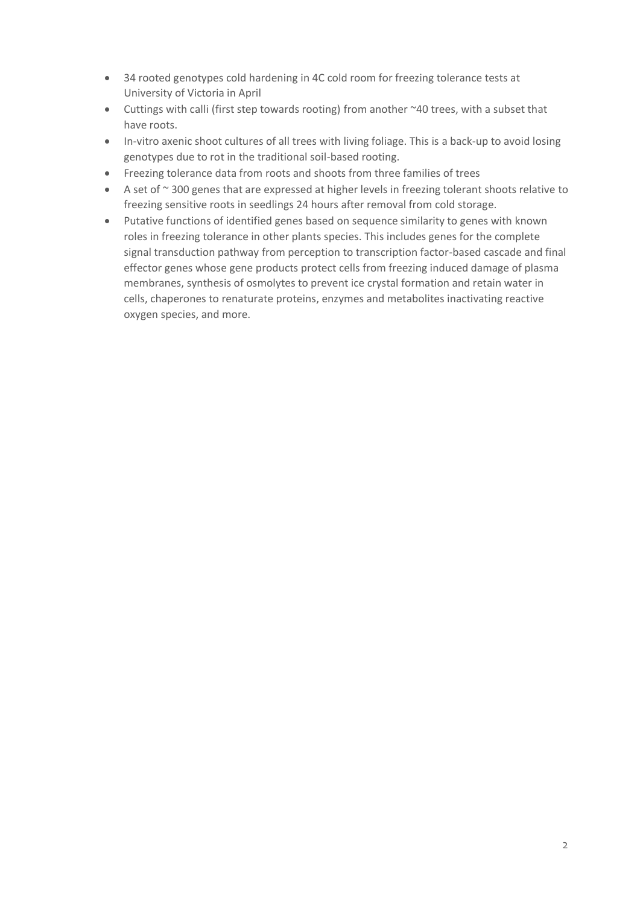- 34 rooted genotypes cold hardening in 4C cold room for freezing tolerance tests at University of Victoria in April
- Cuttings with calli (first step towards rooting) from another ~40 trees, with a subset that have roots.
- In-vitro axenic shoot cultures of all trees with living foliage. This is a back-up to avoid losing genotypes due to rot in the traditional soil-based rooting.
- Freezing tolerance data from roots and shoots from three families of trees
- A set of ~ 300 genes that are expressed at higher levels in freezing tolerant shoots relative to freezing sensitive roots in seedlings 24 hours after removal from cold storage.
- Putative functions of identified genes based on sequence similarity to genes with known roles in freezing tolerance in other plants species. This includes genes for the complete signal transduction pathway from perception to transcription factor-based cascade and final effector genes whose gene products protect cells from freezing induced damage of plasma membranes, synthesis of osmolytes to prevent ice crystal formation and retain water in cells, chaperones to renaturate proteins, enzymes and metabolites inactivating reactive oxygen species, and more.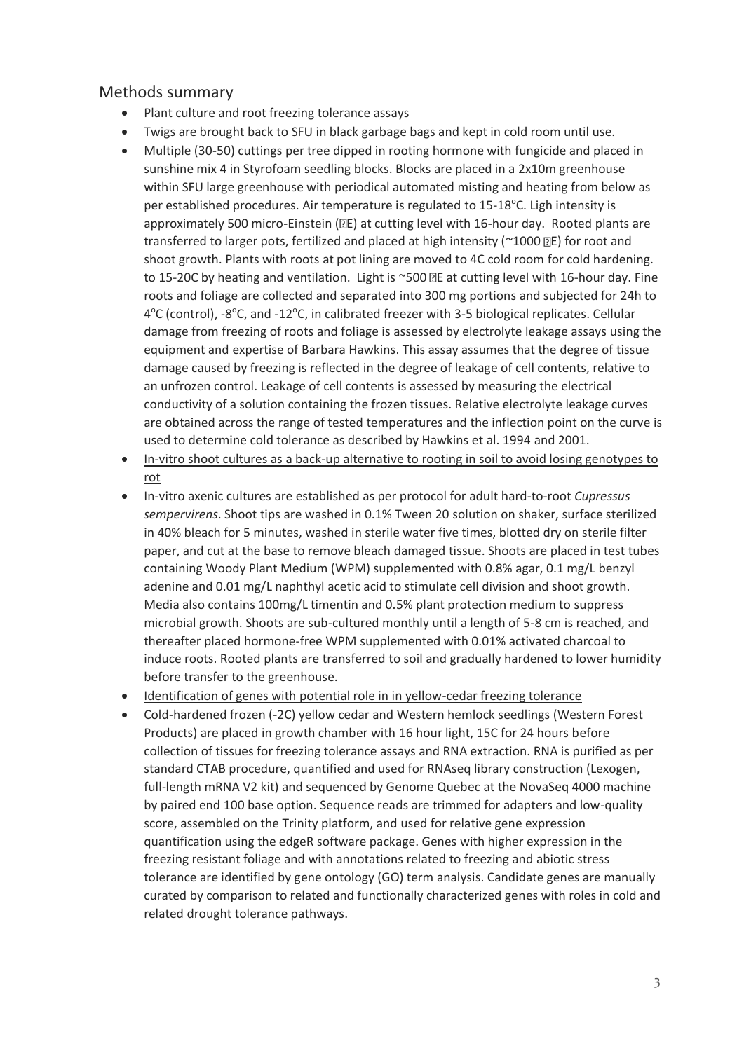## Methods summary

- Plant culture and root freezing tolerance assays
- Twigs are brought back to SFU in black garbage bags and kept in cold room until use.
- Multiple (30-50) cuttings per tree dipped in rooting hormone with fungicide and placed in sunshine mix 4 in Styrofoam seedling blocks. Blocks are placed in a 2x10m greenhouse within SFU large greenhouse with periodical automated misting and heating from below as per established procedures. Air temperature is regulated to 15-18°C. Ligh intensity is approximately 500 micro-Einstein (µE) at cutting level with 16-hour day. Rooted plants are transferred to larger pots, fertilized and placed at high intensity (~1000 µE) for root and shoot growth. Plants with roots at pot lining are moved to 4C cold room for cold hardening. to 15-20C by heating and ventilation. Light is ~500 µE at cutting level with 16-hour day. Fine roots and foliage are collected and separated into 300 mg portions and subjected for 24h to 4°C (control), -8°C, and -12°C, in calibrated freezer with 3-5 biological replicates. Cellular damage from freezing of roots and foliage is assessed by electrolyte leakage assays using the equipment and expertise of Barbara Hawkins. This assay assumes that the degree of tissue damage caused by freezing is reflected in the degree of leakage of cell contents, relative to an unfrozen control. Leakage of cell contents is assessed by measuring the electrical conductivity of a solution containing the frozen tissues. Relative electrolyte leakage curves are obtained across the range of tested temperatures and the inflection point on the curve is used to determine cold tolerance as described by Hawkins et al. 1994 and 2001.
- In-vitro shoot cultures as a back-up alternative to rooting in soil to avoid losing genotypes to rot
- In-vitro axenic cultures are established as per protocol for adult hard-to-root *Cupressus sempervirens*. Shoot tips are washed in 0.1% Tween 20 solution on shaker, surface sterilized in 40% bleach for 5 minutes, washed in sterile water five times, blotted dry on sterile filter paper, and cut at the base to remove bleach damaged tissue. Shoots are placed in test tubes containing Woody Plant Medium (WPM) supplemented with 0.8% agar, 0.1 mg/L benzyl adenine and 0.01 mg/L naphthyl acetic acid to stimulate cell division and shoot growth. Media also contains 100mg/L timentin and 0.5% plant protection medium to suppress microbial growth. Shoots are sub-cultured monthly until a length of 5-8 cm is reached, and thereafter placed hormone-free WPM supplemented with 0.01% activated charcoal to induce roots. Rooted plants are transferred to soil and gradually hardened to lower humidity before transfer to the greenhouse.
- Identification of genes with potential role in in yellow-cedar freezing tolerance
- Cold-hardened frozen (-2C) yellow cedar and Western hemlock seedlings (Western Forest Products) are placed in growth chamber with 16 hour light, 15C for 24 hours before collection of tissues for freezing tolerance assays and RNA extraction. RNA is purified as per standard CTAB procedure, quantified and used for RNAseq library construction (Lexogen, full-length mRNA V2 kit) and sequenced by Genome Quebec at the NovaSeq 4000 machine by paired end 100 base option. Sequence reads are trimmed for adapters and low-quality score, assembled on the Trinity platform, and used for relative gene expression quantification using the edgeR software package. Genes with higher expression in the freezing resistant foliage and with annotations related to freezing and abiotic stress tolerance are identified by gene ontology (GO) term analysis. Candidate genes are manually curated by comparison to related and functionally characterized genes with roles in cold and related drought tolerance pathways.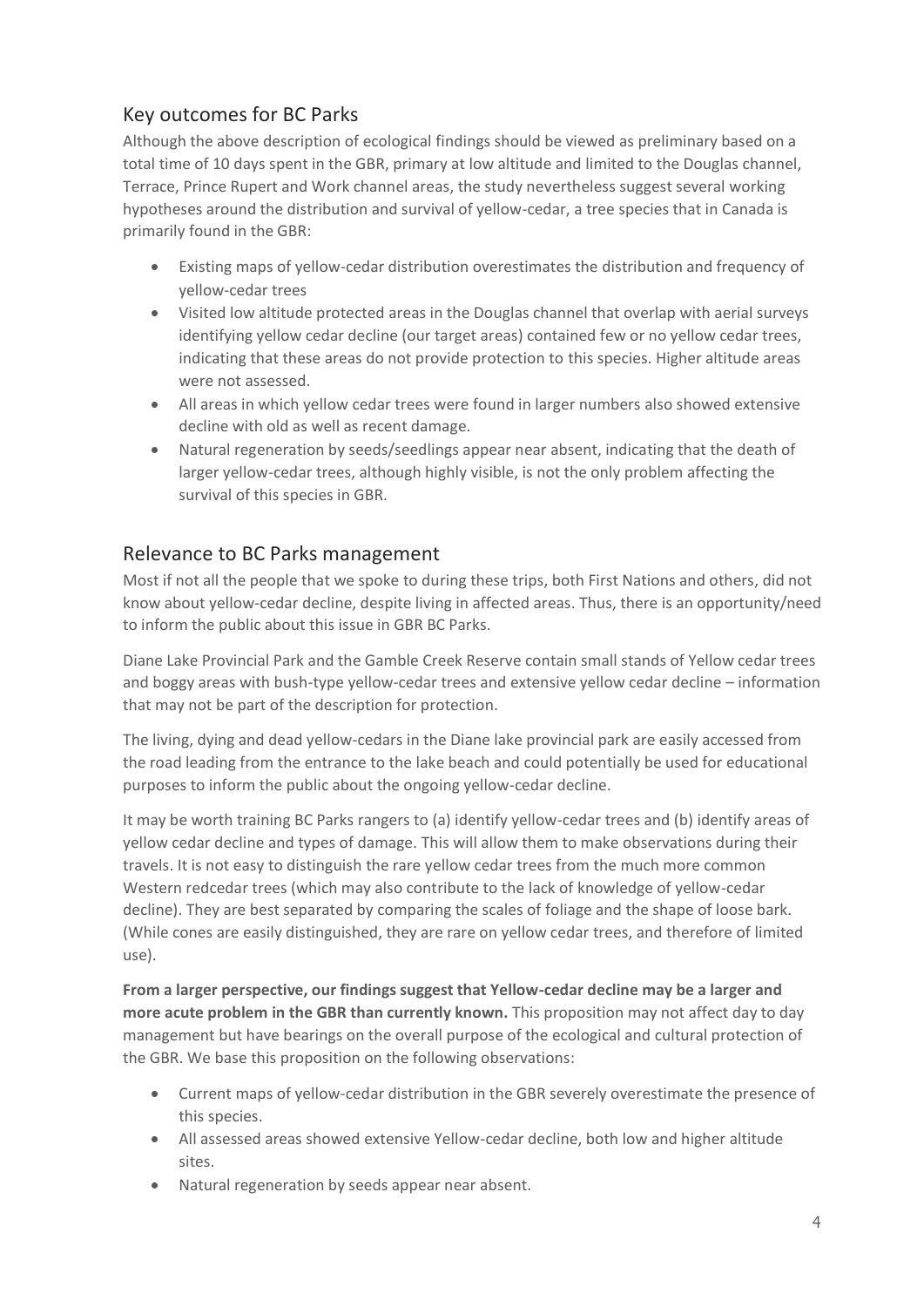## Key outcomes for BC Parks

Although the above description of ecological findings should be viewed as preliminary based on a total time of 10 days spent in the GBR, primary at low altitude and limited to the Douglas channel, Terrace, Prince Rupert and Work channel areas, the study nevertheless suggest several working hypotheses around the distribution and survival of yellow-cedar, a tree species that in Canada is primarily found in the GBR:

- Existing maps of yellow-cedar distribution overestimates the distribution and frequency of yellow-cedar trees
- Visited low altitude protected areas in the Douglas channel that overlap with aerial surveys identifying yellow cedar decline (our target areas) contained few or no yellow cedar trees, indicating that these areas do not provide protection to this species. Higher altitude areas were not assessed.
- All areas in which yellow cedar trees were found in larger numbers also showed extensive decline with old as well as recent damage.
- Natural regeneration by seeds/seedlings appear near absent, indicating that the death of larger yellow-cedar trees, although highly visible, is not the only problem affecting the survival of this species in GBR.

## Relevance to BC Parks management

Most if not all the people that we spoke to during these trips, both First Nations and others, did not know about yellow-cedar decline, despite living in affected areas. Thus, there is an opportunity/need to inform the public about this issue in GBR BC Parks.

Diane Lake Provincial Park and the Gamble Creek Reserve contain small stands of Yellow cedar trees and boggy areas with bush-type yellow-cedar trees and extensive yellow cedar decline – information that may not be part of the description for protection.

The living, dying and dead yellow-cedars in the Diane lake provincial park are easily accessed from the road leading from the entrance to the lake beach and could potentially be used for educational purposes to inform the public about the ongoing yellow-cedar decline.

It may be worth training BC Parks rangers to (a) identify yellow-cedar trees and (b) identify areas of yellow cedar decline and types of damage. This will allow them to make observations during their travels. It is not easy to distinguish the rare yellow cedar trees from the much more common Western redcedar trees (which may also contribute to the lack of knowledge of yellow-cedar decline). They are best separated by comparing the scales of foliage and the shape of loose bark. (While cones are easily distinguished, they are rare on yellow cedar trees, and therefore of limited use).

**From a larger perspective, our findings suggest that Yellow-cedar decline may be a larger and more acute problem in the GBR than currently known.** This proposition may not affect day to day management but have bearings on the overall purpose of the ecological and cultural protection of the GBR. We base this proposition on the following observations:

- Current maps of yellow-cedar distribution in the GBR severely overestimate the presence of this species.
- All assessed areas showed extensive Yellow-cedar decline, both low and higher altitude sites.
- Natural regeneration by seeds appear near absent.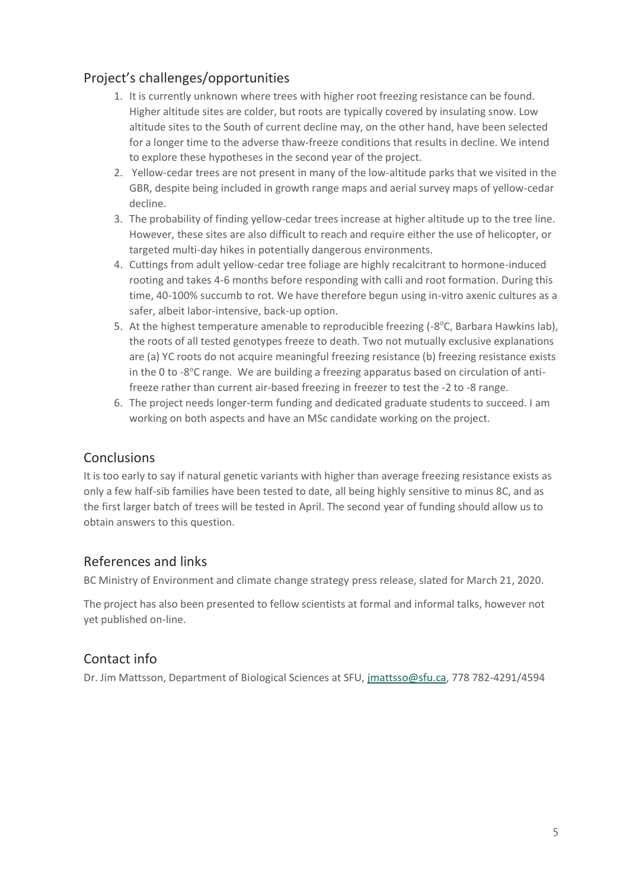## Project's challenges/opportunities

1. It is currently unknown where trees with higher root freezing resistance can be found. Higher altitude sites are colder, but roots are typically covered by insulating snow. Low altitude sites to the South of current decline may, on the other hand, have been selected for a longer time to the adverse thaw-freeze conditions that results in decline. We intend to explore these hypotheses in the second year of the project.
2. Yellow-cedar trees are not present in many of the low-altitude parks that we visited in the GBR, despite being included in growth range maps and aerial survey maps of yellow-cedar decline.
3. The probability of finding yellow-cedar trees increase at higher altitude up to the tree line. However, these sites are also difficult to reach and require either the use of helicopter, or targeted multi-day hikes in potentially dangerous environments.
4. Cuttings from adult yellow-cedar tree foliage are highly recalcitrant to hormone-induced rooting and takes 4-6 months before responding with calli and root formation. During this time, 40-100% succumb to rot. We have therefore begun using in-vitro axenic cultures as a safer, albeit labor-intensive, back-up option.
5. At the highest temperature amenable to reproducible freezing ($-8^{o}C$, Barbara Hawkins lab), the roots of all tested genotypes freeze to death. Two not mutually exclusive explanations are (a) YC roots do not acquire meaningful freezing resistance (b) freezing resistance exists in the 0 to $-8^{o}C$ range. We are building a freezing apparatus based on circulation of anti-freeze rather than current air-based freezing in freezer to test the -2 to -8 range.
6. The project needs longer-term funding and dedicated graduate students to succeed. I am working on both aspects and have an MSc candidate working on the project.

## Conclusions

It is too early to say if natural genetic variants with higher than average freezing resistance exists as only a few half-sib families have been tested to date, all being highly sensitive to minus 8C, and as the first larger batch of trees will be tested in April. The second year of funding should allow us to obtain answers to this question.

## References and links

BC Ministry of Environment and climate change strategy press release, slated for March 21, 2020.

The project has also been presented to fellow scientists at formal and informal talks, however not yet published on-line.

## Contact info

Dr. Jim Mattsson, Department of Biological Sciences at SFU, jmattsso@sfu.ca, 778 782-4291/4594